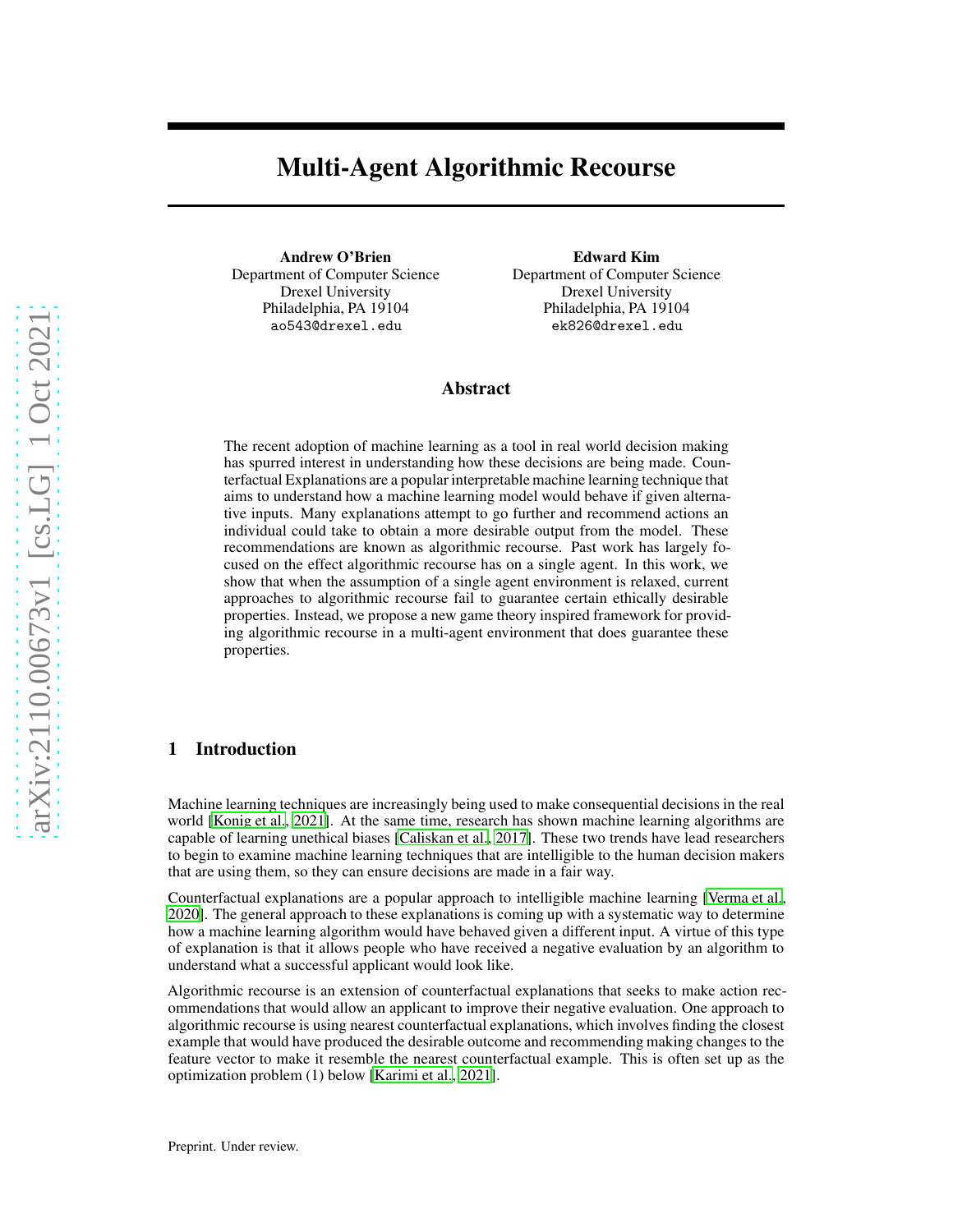# Multi-Agent Algorithmic Recourse

**Andrew O'Brien**
Department of Computer Science
Drexel University
Philadelphia, PA 19104
ao543@drexel.edu

**Edward Kim**
Department of Computer Science
Drexel University
Philadelphia, PA 19104
ek826@drexel.edu

## Abstract

The recent adoption of machine learning as a tool in real world decision making has spurred interest in understanding how these decisions are being made. Counterfactual Explanations are a popular interpretable machine learning technique that aims to understand how a machine learning model would behave if given alternative inputs. Many explanations attempt to go further and recommend actions an individual could take to obtain a more desirable output from the model. These recommendations are known as algorithmic recourse. Past work has largely focused on the effect algorithmic recourse has on a single agent. In this work, we show that when the assumption of a single agent environment is relaxed, current approaches to algorithmic recourse fail to guarantee certain ethically desirable properties. Instead, we propose a new game theory inspired framework for providing algorithmic recourse in a multi-agent environment that does guarantee these properties.

## 1 Introduction

Machine learning techniques are increasingly being used to make consequential decisions in the real world [Konig et al., 2021]. At the same time, research has shown machine learning algorithms are capable of learning unethical biases [Caliskan et al., 2017]. These two trends have lead researchers to begin to examine machine learning techniques that are intelligible to the human decision makers that are using them, so they can ensure decisions are made in a fair way.

Counterfactual explanations are a popular approach to intelligible machine learning [Verma et al., 2020]. The general approach to these explanations is coming up with a systematic way to determine how a machine learning algorithm would have behaved given a different input. A virtue of this type of explanation is that it allows people who have received a negative evaluation by an algorithm to understand what a successful applicant would look like.

Algorithmic recourse is an extension of counterfactual explanations that seeks to make action recommendations that would allow an applicant to improve their negative evaluation. One approach to algorithmic recourse is using nearest counterfactual explanations, which involves finding the closest example that would have produced the desirable outcome and recommending making changes to the feature vector to make it resemble the nearest counterfactual example. This is often set up as the optimization problem (1) below [Karimi et al., 2021].

Preprint. Under review.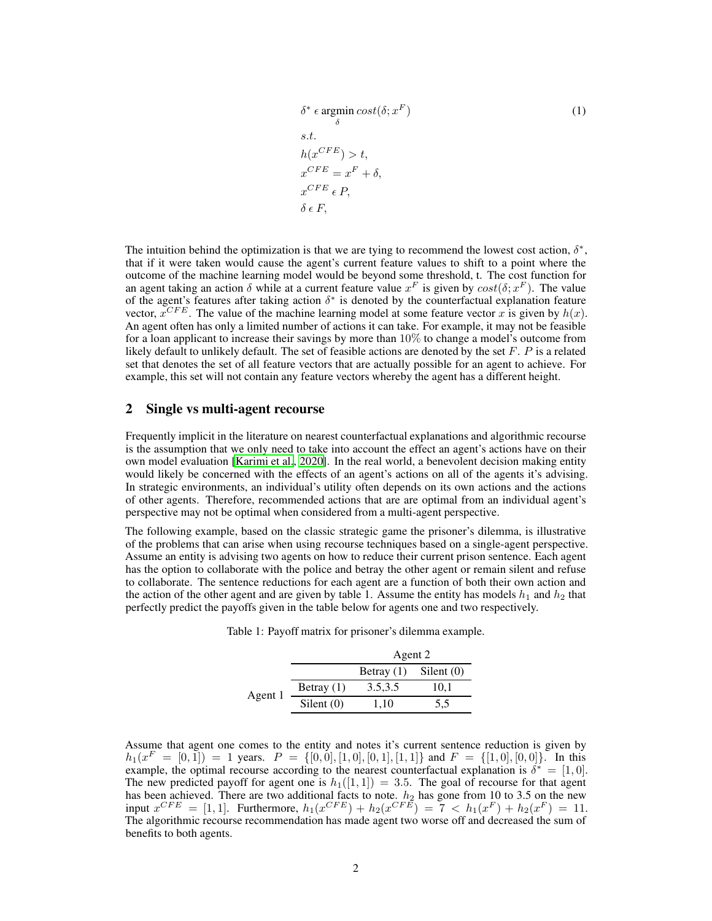$$
\begin{aligned}
&\delta^* \,\epsilon\, \underset{\delta}{\operatorname{argmin}}\, cost(\delta; x^F) \\
&s.t. \\
&h(x^{CFE}) > t, \\
&x^{CFE} = x^F + \delta, \\
&x^{CFE} \,\epsilon\, P, \\
&\delta \,\epsilon\, F,
\end{aligned}
\tag{1}
$$

The intuition behind the optimization is that we are tying to recommend the lowest cost action, $\delta^*$, that if it were taken would cause the agent's current feature values to shift to a point where the outcome of the machine learning model would be beyond some threshold, t. The cost function for an agent taking an action $\delta$ while at a current feature value $x^F$ is given by $cost(\delta; x^F)$. The value of the agent's features after taking action $\delta^*$ is denoted by the counterfactual explanation feature vector, $x^{CFE}$. The value of the machine learning model at some feature vector $x$ is given by $h(x)$. An agent often has only a limited number of actions it can take. For example, it may not be feasible for a loan applicant to increase their savings by more than $10\%$ to change a model's outcome from likely default to unlikely default. The set of feasible actions are denoted by the set $F$. $P$ is a related set that denotes the set of all feature vectors that are actually possible for an agent to achieve. For example, this set will not contain any feature vectors whereby the agent has a different height.

## 2 Single vs multi-agent recourse

Frequently implicit in the literature on nearest counterfactual explanations and algorithmic recourse is the assumption that we only need to take into account the effect an agent's actions have on their own model evaluation [Karimi et al., 2020]. In the real world, a benevolent decision making entity would likely be concerned with the effects of an agent's actions on all of the agents it's advising. In strategic environments, an individual's utility often depends on its own actions and the actions of other agents. Therefore, recommended actions that are optimal from an individual agent's perspective may not be optimal when considered from a multi-agent perspective.

The following example, based on the classic strategic game the prisoner's dilemma, is illustrative of the problems that can arise when using recourse techniques based on a single-agent perspective. Assume an entity is advising two agents on how to reduce their current prison sentence. Each agent has the option to collaborate with the police and betray the other agent or remain silent and refuse to collaborate. The sentence reductions for each agent are a function of both their own action and the action of the other agent and are given by table 1. Assume the entity has models $h_1$ and $h_2$ that perfectly predict the payoffs given in the table below for agents one and two respectively.

Table 1: Payoff matrix for prisoner's dilemma example.

| | | Agent 2 | |
|---|---|---|---|
| | | Betray (1) | Silent (0) |
| Agent 1 | Betray (1) | 3.5,3.5 | 10,1 |
| | Silent (0) | 1,10 | 5,5 |

Assume that agent one comes to the entity and notes it's current sentence reduction is given by $h_1(x^F = [0,1]) = 1$ years. $P = \{[0,0],[1,0],[0,1],[1,1]\}$ and $F = \{[1,0],[0,0]\}$. In this example, the optimal recourse according to the nearest counterfactual explanation is $\delta^* = [1,0]$. The new predicted payoff for agent one is $h_1([1,1]) = 3.5$. The goal of recourse for that agent has been achieved. There are two additional facts to note. $h_2$ has gone from 10 to 3.5 on the new input $x^{CFE} = [1,1]$. Furthermore, $h_1(x^{CFE}) + h_2(x^{CFE}) = 7 < h_1(x^F) + h_2(x^F) = 11$. The algorithmic recourse recommendation has made agent two worse off and decreased the sum of benefits to both agents.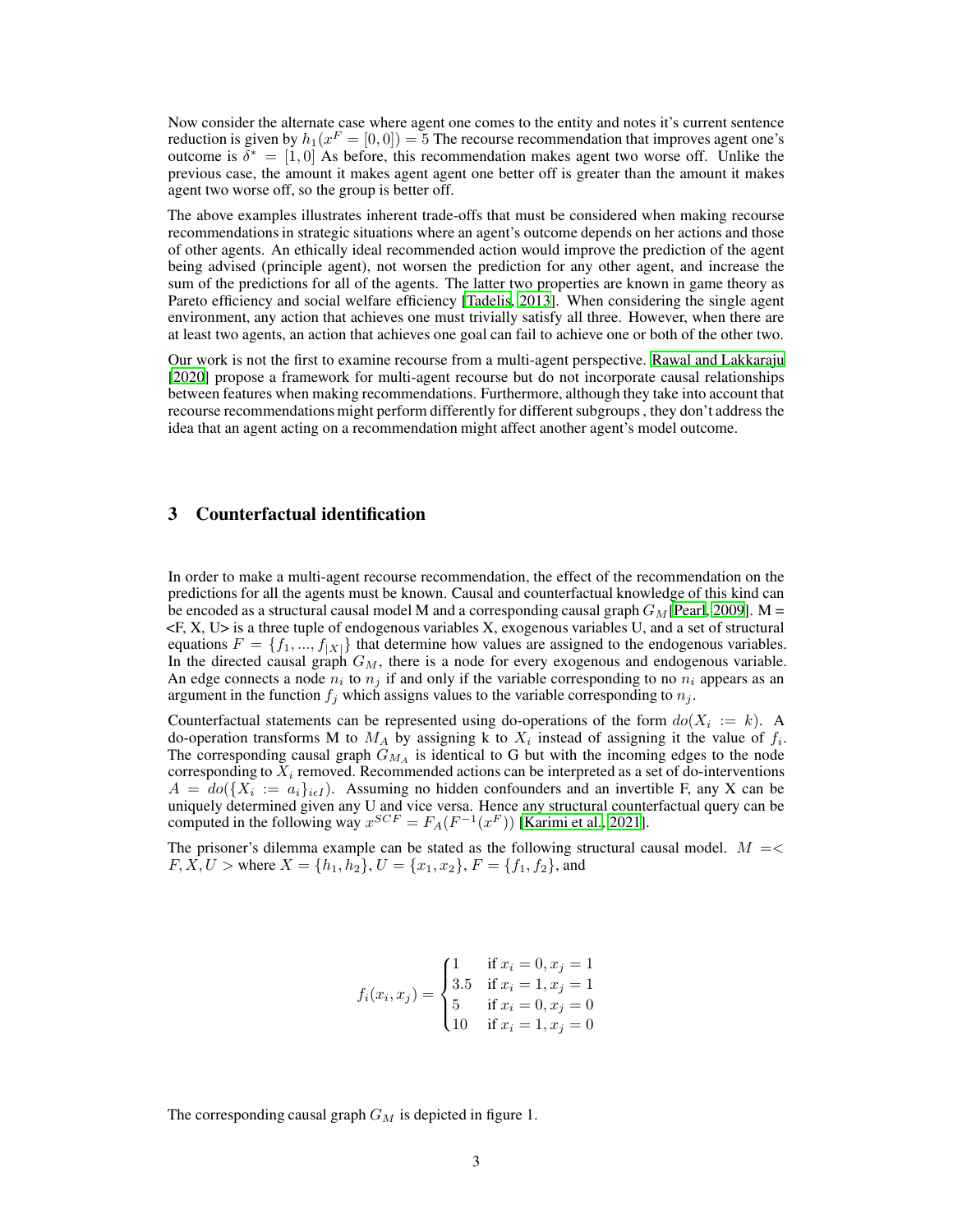Now consider the alternate case where agent one comes to the entity and notes it's current sentence reduction is given by $h_1(x^F = [0, 0]) = 5$ The recourse recommendation that improves agent one's outcome is $\delta^* = [1, 0]$ As before, this recommendation makes agent two worse off. Unlike the previous case, the amount it makes agent agent one better off is greater than the amount it makes agent two worse off, so the group is better off.

The above examples illustrates inherent trade-offs that must be considered when making recourse recommendations in strategic situations where an agent's outcome depends on her actions and those of other agents. An ethically ideal recommended action would improve the prediction of the agent being advised (principle agent), not worsen the prediction for any other agent, and increase the sum of the predictions for all of the agents. The latter two properties are known in game theory as Pareto efficiency and social welfare efficiency [Tadelis, 2013]. When considering the single agent environment, any action that achieves one must trivially satisfy all three. However, when there are at least two agents, an action that achieves one goal can fail to achieve one or both of the other two.

Our work is not the first to examine recourse from a multi-agent perspective. Rawal and Lakkaraju [2020] propose a framework for multi-agent recourse but do not incorporate causal relationships between features when making recommendations. Furthermore, although they take into account that recourse recommendations might perform differently for different subgroups , they don't address the idea that an agent acting on a recommendation might affect another agent's model outcome.

## 3 Counterfactual identification

In order to make a multi-agent recourse recommendation, the effect of the recommendation on the predictions for all the agents must be known. Causal and counterfactual knowledge of this kind can be encoded as a structural causal model M and a corresponding causal graph $G_M$[Pearl, 2009]. M = <F, X, U> is a three tuple of endogenous variables X, exogenous variables U, and a set of structural equations $F = \{f_1, ..., f_{|X|}\}$ that determine how values are assigned to the endogenous variables. In the directed causal graph $G_M$, there is a node for every exogenous and endogenous variable. An edge connects a node $n_i$ to $n_j$ if and only if the variable corresponding to no $n_i$ appears as an argument in the function $f_j$ which assigns values to the variable corresponding to $n_j$.

Counterfactual statements can be represented using do-operations of the form $do(X_i := k)$. A do-operation transforms M to $M_A$ by assigning k to $X_i$ instead of assigning it the value of $f_i$. The corresponding causal graph $G_{M_A}$ is identical to G but with the incoming edges to the node corresponding to $X_i$ removed. Recommended actions can be interpreted as a set of do-interventions $A = do(\{X_i := a_i\}_{i \epsilon I})$. Assuming no hidden confounders and an invertible F, any X can be uniquely determined given any U and vice versa. Hence any structural counterfactual query can be computed in the following way $x^{SCF} = F_A(F^{-1}(x^F))$ [Karimi et al., 2021].

The prisoner's dilemma example can be stated as the following structural causal model. $M =< F, X, U >$ where $X = \{h_1, h_2\}, U = \{x_1, x_2\}, F = \{f_1, f_2\}$, and

$$f_i(x_i, x_j) = \begin{cases} 1 & \text{if } x_i = 0, x_j = 1 \\ 3.5 & \text{if } x_i = 1, x_j = 1 \\ 5 & \text{if } x_i = 0, x_j = 0 \\ 10 & \text{if } x_i = 1, x_j = 0 \end{cases}$$

The corresponding causal graph $G_M$ is depicted in figure 1.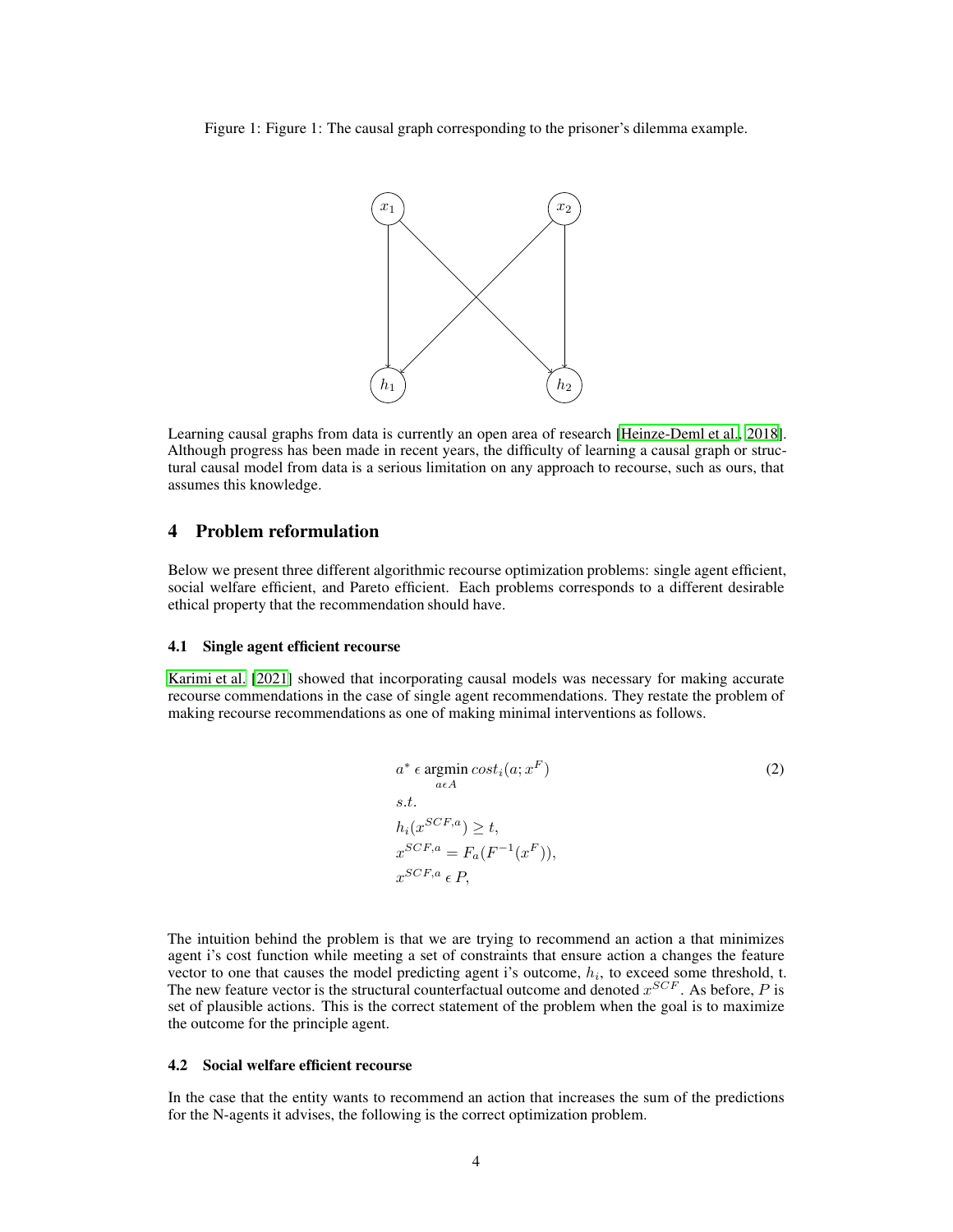Figure 1: Figure 1: The causal graph corresponding to the prisoner's dilemma example.

Learning causal graphs from data is currently an open area of research [Heinze-Deml et al., 2018]. Although progress has been made in recent years, the difficulty of learning a causal graph or structural causal model from data is a serious limitation on any approach to recourse, such as ours, that assumes this knowledge.

## 4 Problem reformulation

Below we present three different algorithmic recourse optimization problems: single agent efficient, social welfare efficient, and Pareto efficient. Each problems corresponds to a different desirable ethical property that the recommendation should have.

### 4.1 Single agent efficient recourse

Karimi et al. [2021] showed that incorporating causal models was necessary for making accurate recourse commendations in the case of single agent recommendations. They restate the problem of making recourse recommendations as one of making minimal interventions as follows.

$$
\begin{aligned}
& a^* \,\epsilon \operatorname*{argmin}_{a \epsilon A} cost_i(a; x^F) \\
& s.t. \\
& h_i(x^{SCF,a}) \geq t, \\
& x^{SCF,a} = F_a(F^{-1}(x^F)), \\
& x^{SCF,a} \,\epsilon\, P,
\end{aligned}
\tag{2}
$$

The intuition behind the problem is that we are trying to recommend an action a that minimizes agent i's cost function while meeting a set of constraints that ensure action a changes the feature vector to one that causes the model predicting agent i's outcome, $h_i$, to exceed some threshold, t. The new feature vector is the structural counterfactual outcome and denoted $x^{SCF}$. As before, $P$ is set of plausible actions. This is the correct statement of the problem when the goal is to maximize the outcome for the principle agent.

### 4.2 Social welfare efficient recourse

In the case that the entity wants to recommend an action that increases the sum of the predictions for the N-agents it advises, the following is the correct optimization problem.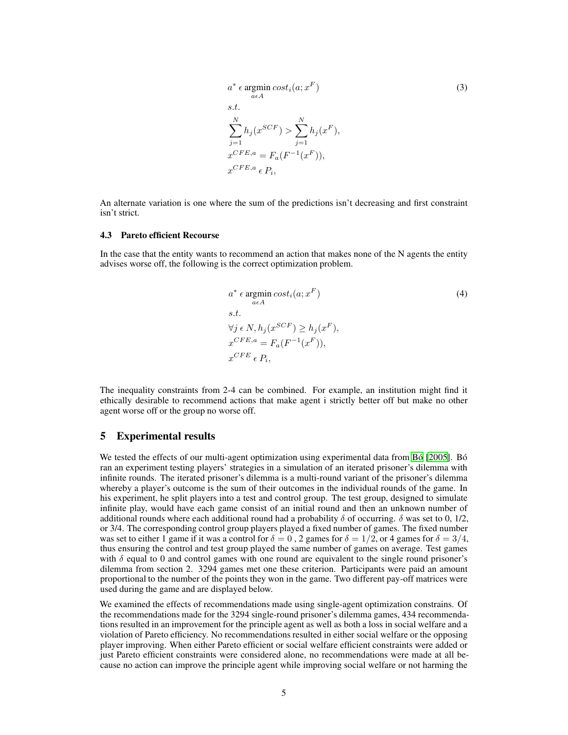$$
\begin{aligned}
& a^* \,\epsilon \underset{a \epsilon A}{\operatorname{argmin}}\, cost_i(a; x^F) \\
& s.t. \\
& \sum_{j=1}^{N} h_j(x^{SCF}) > \sum_{j=1}^{N} h_j(x^F), \\
& x^{CFE,a} = F_a(F^{-1}(x^F)), \\
& x^{CFE,a} \,\epsilon\, P_i,
\end{aligned} \tag{3}
$$

An alternate variation is one where the sum of the predictions isn't decreasing and first constraint isn't strict.

### 4.3 Pareto efficient Recourse

In the case that the entity wants to recommend an action that makes none of the N agents the entity advises worse off, the following is the correct optimization problem.

$$
\begin{aligned}
& a^* \,\epsilon \underset{a \epsilon A}{\operatorname{argmin}}\, cost_i(a; x^F) \\
& s.t. \\
& \forall j \,\epsilon\, N, h_j(x^{SCF}) \geq h_j(x^F), \\
& x^{CFE,a} = F_a(F^{-1}(x^F)), \\
& x^{CFE} \,\epsilon\, P_i,
\end{aligned} \tag{4}
$$

The inequality constraints from 2-4 can be combined. For example, an institution might find it ethically desirable to recommend actions that make agent i strictly better off but make no other agent worse off or the group no worse off.

## 5 Experimental results

We tested the effects of our multi-agent optimization using experimental data from Bó [2005]. Bó ran an experiment testing players' strategies in a simulation of an iterated prisoner's dilemma with infinite rounds. The iterated prisoner's dilemma is a multi-round variant of the prisoner's dilemma whereby a player's outcome is the sum of their outcomes in the individual rounds of the game. In his experiment, he split players into a test and control group. The test group, designed to simulate infinite play, would have each game consist of an initial round and then an unknown number of additional rounds where each additional round had a probability $\delta$ of occurring. $\delta$ was set to 0, 1/2, or 3/4. The corresponding control group players played a fixed number of games. The fixed number was set to either 1 game if it was a control for $\delta = 0$ , 2 games for $\delta = 1/2$, or 4 games for $\delta = 3/4$, thus ensuring the control and test group played the same number of games on average. Test games with $\delta$ equal to 0 and control games with one round are equivalent to the single round prisoner's dilemma from section 2. 3294 games met one these criterion. Participants were paid an amount proportional to the number of the points they won in the game. Two different pay-off matrices were used during the game and are displayed below.

We examined the effects of recommendations made using single-agent optimization constrains. Of the recommendations made for the 3294 single-round prisoner's dilemma games, 434 recommendations resulted in an improvement for the principle agent as well as both a loss in social welfare and a violation of Pareto efficiency. No recommendations resulted in either social welfare or the opposing player improving. When either Pareto efficient or social welfare efficient constraints were added or just Pareto efficient constraints were considered alone, no recommendations were made at all because no action can improve the principle agent while improving social welfare or not harming the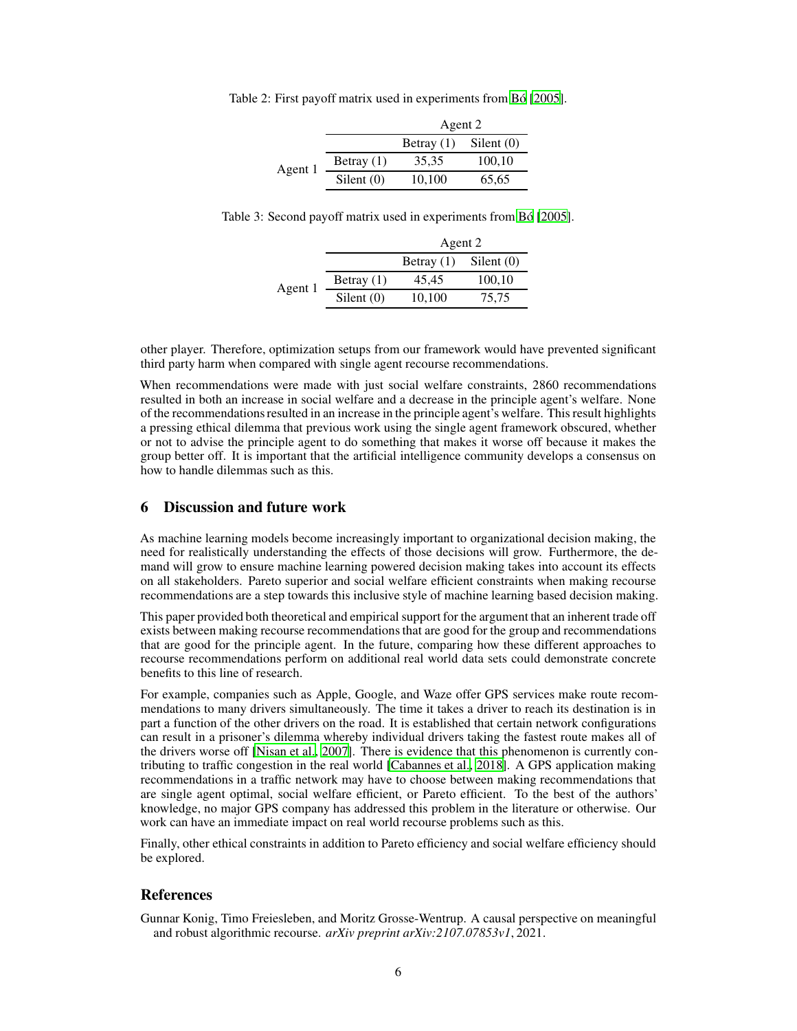Table 2: First payoff matrix used in experiments from Bó [2005].

| | | Agent 2 | |
|---|---|---|---|
| | | Betray (1) | Silent (0) |
| Agent 1 | Betray (1) | 35,35 | 100,10 |
| | Silent (0) | 10,100 | 65,65 |

Table 3: Second payoff matrix used in experiments from Bó [2005].

| | | Agent 2 | |
|---|---|---|---|
| | | Betray (1) | Silent (0) |
| Agent 1 | Betray (1) | 45,45 | 100,10 |
| | Silent (0) | 10,100 | 75,75 |

other player. Therefore, optimization setups from our framework would have prevented significant third party harm when compared with single agent recourse recommendations.

When recommendations were made with just social welfare constraints, 2860 recommendations resulted in both an increase in social welfare and a decrease in the principle agent's welfare. None of the recommendations resulted in an increase in the principle agent's welfare. This result highlights a pressing ethical dilemma that previous work using the single agent framework obscured, whether or not to advise the principle agent to do something that makes it worse off because it makes the group better off. It is important that the artificial intelligence community develops a consensus on how to handle dilemmas such as this.

## 6 Discussion and future work

As machine learning models become increasingly important to organizational decision making, the need for realistically understanding the effects of those decisions will grow. Furthermore, the demand will grow to ensure machine learning powered decision making takes into account its effects on all stakeholders. Pareto superior and social welfare efficient constraints when making recourse recommendations are a step towards this inclusive style of machine learning based decision making.

This paper provided both theoretical and empirical support for the argument that an inherent trade off exists between making recourse recommendations that are good for the group and recommendations that are good for the principle agent. In the future, comparing how these different approaches to recourse recommendations perform on additional real world data sets could demonstrate concrete benefits to this line of research.

For example, companies such as Apple, Google, and Waze offer GPS services make route recommendations to many drivers simultaneously. The time it takes a driver to reach its destination is in part a function of the other drivers on the road. It is established that certain network configurations can result in a prisoner's dilemma whereby individual drivers taking the fastest route makes all of the drivers worse off [Nisan et al., 2007]. There is evidence that this phenomenon is currently contributing to traffic congestion in the real world [Cabannes et al., 2018]. A GPS application making recommendations in a traffic network may have to choose between making recommendations that are single agent optimal, social welfare efficient, or Pareto efficient. To the best of the authors' knowledge, no major GPS company has addressed this problem in the literature or otherwise. Our work can have an immediate impact on real world recourse problems such as this.

Finally, other ethical constraints in addition to Pareto efficiency and social welfare efficiency should be explored.

## References

Gunnar Konig, Timo Freiesleben, and Moritz Grosse-Wentrup. A causal perspective on meaningful and robust algorithmic recourse. *arXiv preprint arXiv:2107.07853v1*, 2021.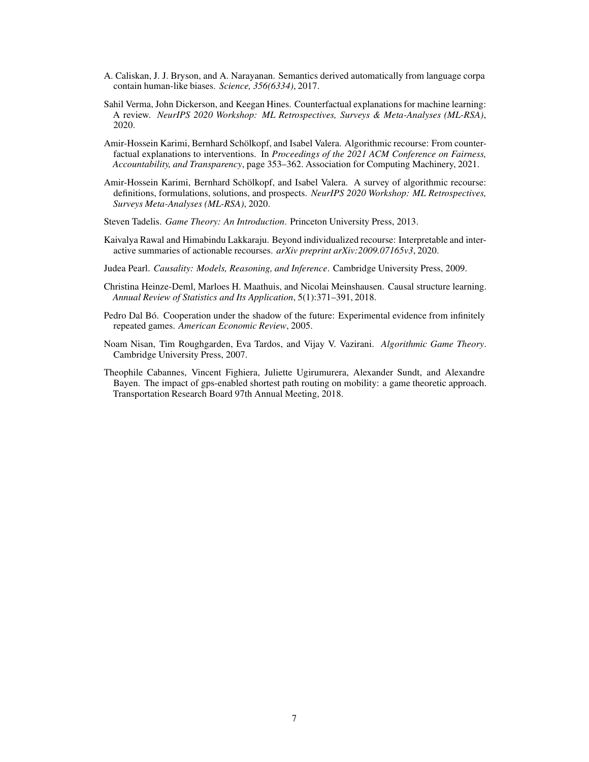A. Caliskan, J. J. Bryson, and A. Narayanan. Semantics derived automatically from language corpa contain human-like biases. *Science, 356(6334)*, 2017.

Sahil Verma, John Dickerson, and Keegan Hines. Counterfactual explanations for machine learning: A review. *NeurIPS 2020 Workshop: ML Retrospectives, Surveys & Meta-Analyses (ML-RSA)*, 2020.

Amir-Hossein Karimi, Bernhard Schölkopf, and Isabel Valera. Algorithmic recourse: From counterfactual explanations to interventions. In *Proceedings of the 2021 ACM Conference on Fairness, Accountability, and Transparency*, page 353–362. Association for Computing Machinery, 2021.

Amir-Hossein Karimi, Bernhard Schölkopf, and Isabel Valera. A survey of algorithmic recourse: definitions, formulations, solutions, and prospects. *NeurIPS 2020 Workshop: ML Retrospectives, Surveys Meta-Analyses (ML-RSA)*, 2020.

Steven Tadelis. *Game Theory: An Introduction*. Princeton University Press, 2013.

Kaivalya Rawal and Himabindu Lakkaraju. Beyond individualized recourse: Interpretable and interactive summaries of actionable recourses. *arXiv preprint arXiv:2009.07165v3*, 2020.

Judea Pearl. *Causality: Models, Reasoning, and Inference*. Cambridge University Press, 2009.

Christina Heinze-Deml, Marloes H. Maathuis, and Nicolai Meinshausen. Causal structure learning. *Annual Review of Statistics and Its Application*, 5(1):371–391, 2018.

Pedro Dal Bó. Cooperation under the shadow of the future: Experimental evidence from infinitely repeated games. *American Economic Review*, 2005.

Noam Nisan, Tim Roughgarden, Eva Tardos, and Vijay V. Vazirani. *Algorithmic Game Theory*. Cambridge University Press, 2007.

Theophile Cabannes, Vincent Fighiera, Juliette Ugirumurera, Alexander Sundt, and Alexandre Bayen. The impact of gps-enabled shortest path routing on mobility: a game theoretic approach. Transportation Research Board 97th Annual Meeting, 2018.